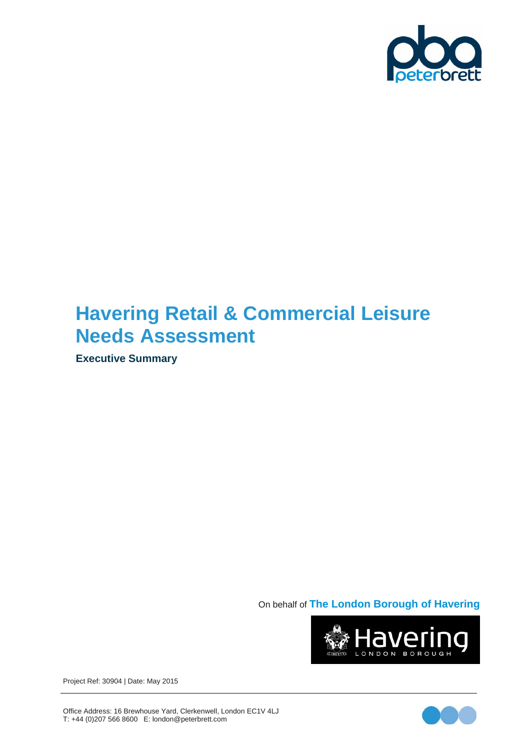# Havering Retail & Commercial Leisure Needs Assessment

**Executive Summary**

On behalf of **The London Borough of Havering**

Project Ref: 30904 | Date: May 2015

Office Address: 16 Brewhouse Yard, Clerkenwell, London EC1V 4LJ
T: +44 (0)207 566 8600 E: london@peterbrett.com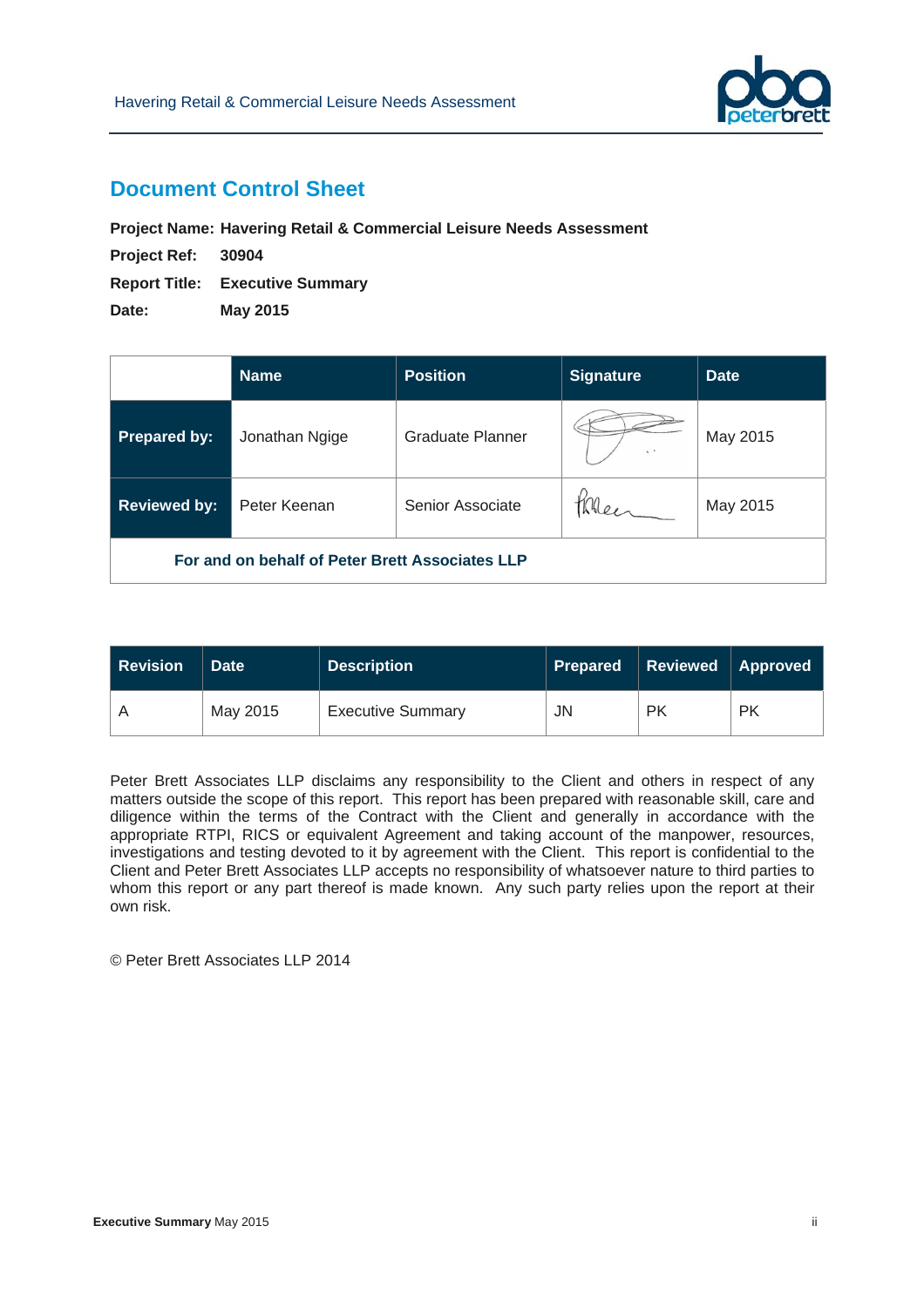# Document Control Sheet

**Project Name:** **Havering Retail & Commercial Leisure Needs Assessment**

**Project Ref:** **30904**

**Report Title:** **Executive Summary**

**Date:** **May 2015**

| | Name | Position | Signature | Date |
|---|---|---|---|---|
| **Prepared by:** | Jonathan Ngige | Graduate Planner | | May 2015 |
| **Reviewed by:** | Peter Keenan | Senior Associate | | May 2015 |
| **For and on behalf of Peter Brett Associates LLP** | | | | |

| Revision | Date | Description | Prepared | Reviewed | Approved |
|---|---|---|---|---|---|
| A | May 2015 | Executive Summary | JN | PK | PK |

Peter Brett Associates LLP disclaims any responsibility to the Client and others in respect of any matters outside the scope of this report. This report has been prepared with reasonable skill, care and diligence within the terms of the Contract with the Client and generally in accordance with the appropriate RTPI, RICS or equivalent Agreement and taking account of the manpower, resources, investigations and testing devoted to it by agreement with the Client. This report is confidential to the Client and Peter Brett Associates LLP accepts no responsibility of whatsoever nature to third parties to whom this report or any part thereof is made known. Any such party relies upon the report at their own risk.

© Peter Brett Associates LLP 2014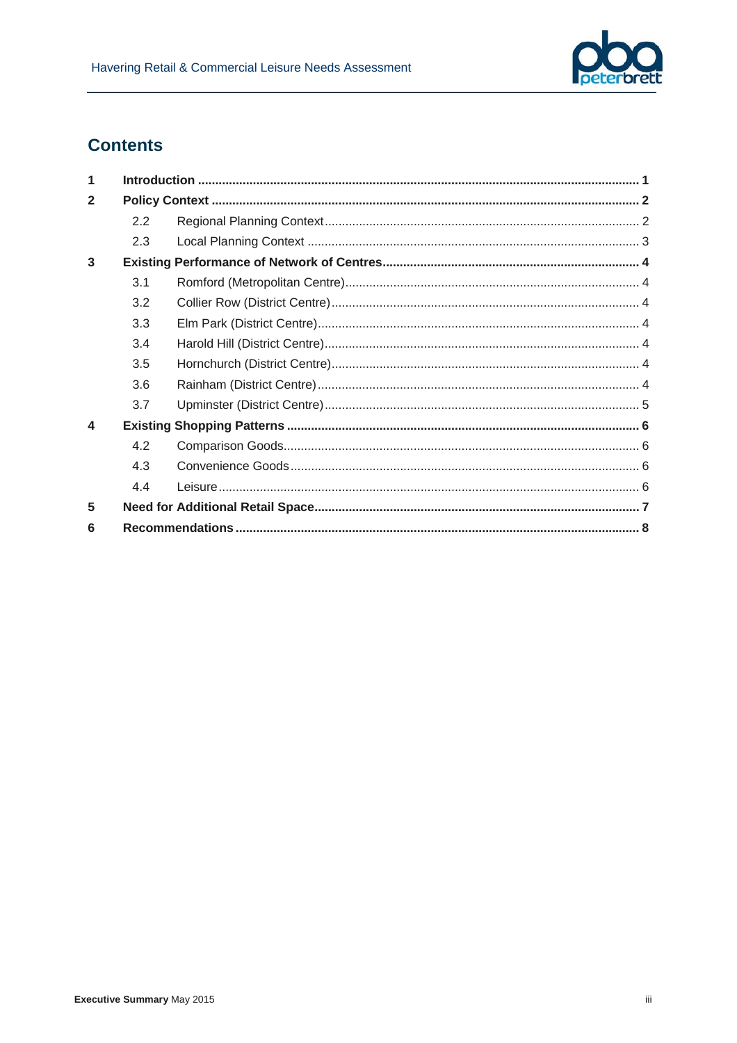## Contents

| | | |
|---|---|---|
| **1** | **Introduction** | **1** |
| **2** | **Policy Context** | **2** |
| 2.2 | Regional Planning Context | 2 |
| 2.3 | Local Planning Context | 3 |
| **3** | **Existing Performance of Network of Centres** | **4** |
| 3.1 | Romford (Metropolitan Centre) | 4 |
| 3.2 | Collier Row (District Centre) | 4 |
| 3.3 | Elm Park (District Centre) | 4 |
| 3.4 | Harold Hill (District Centre) | 4 |
| 3.5 | Hornchurch (District Centre) | 4 |
| 3.6 | Rainham (District Centre) | 4 |
| 3.7 | Upminster (District Centre) | 5 |
| **4** | **Existing Shopping Patterns** | **6** |
| 4.2 | Comparison Goods | 6 |
| 4.3 | Convenience Goods | 6 |
| 4.4 | Leisure | 6 |
| **5** | **Need for Additional Retail Space** | **7** |
| **6** | **Recommendations** | **8** |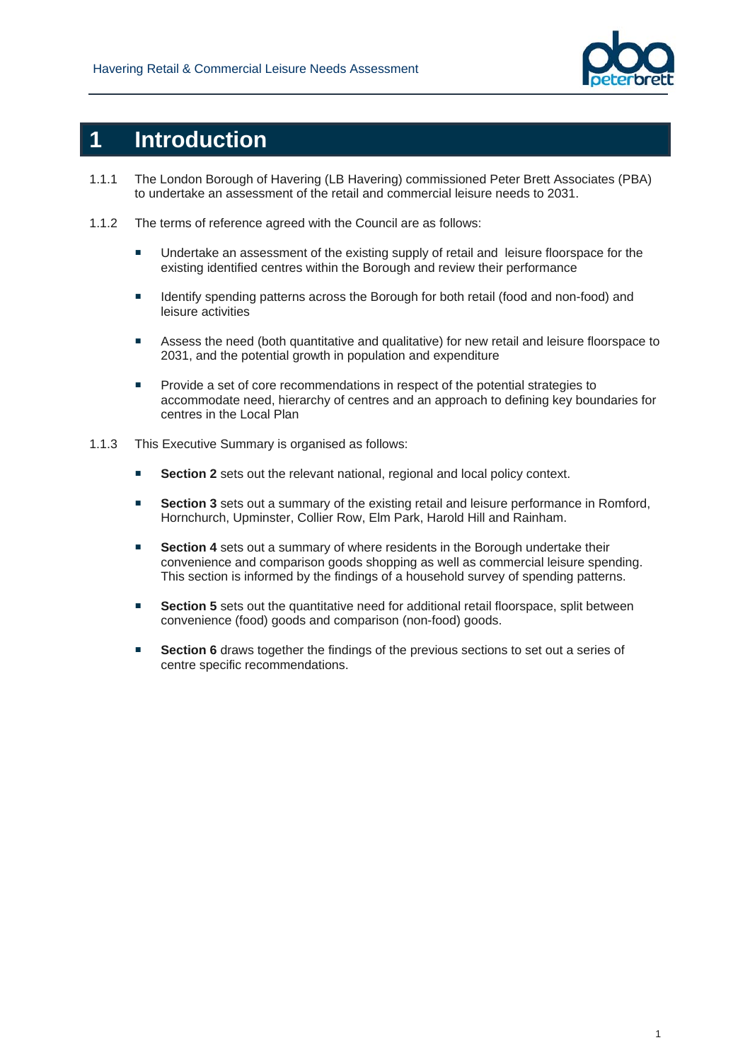# 1 Introduction

1.1.1 The London Borough of Havering (LB Havering) commissioned Peter Brett Associates (PBA) to undertake an assessment of the retail and commercial leisure needs to 2031.

1.1.2 The terms of reference agreed with the Council are as follows:

- Undertake an assessment of the existing supply of retail and leisure floorspace for the existing identified centres within the Borough and review their performance
- Identify spending patterns across the Borough for both retail (food and non-food) and leisure activities
- Assess the need (both quantitative and qualitative) for new retail and leisure floorspace to 2031, and the potential growth in population and expenditure
- Provide a set of core recommendations in respect of the potential strategies to accommodate need, hierarchy of centres and an approach to defining key boundaries for centres in the Local Plan

1.1.3 This Executive Summary is organised as follows:

- **Section 2** sets out the relevant national, regional and local policy context.
- **Section 3** sets out a summary of the existing retail and leisure performance in Romford, Hornchurch, Upminster, Collier Row, Elm Park, Harold Hill and Rainham.
- **Section 4** sets out a summary of where residents in the Borough undertake their convenience and comparison goods shopping as well as commercial leisure spending. This section is informed by the findings of a household survey of spending patterns.
- **Section 5** sets out the quantitative need for additional retail floorspace, split between convenience (food) goods and comparison (non-food) goods.
- **Section 6** draws together the findings of the previous sections to set out a series of centre specific recommendations.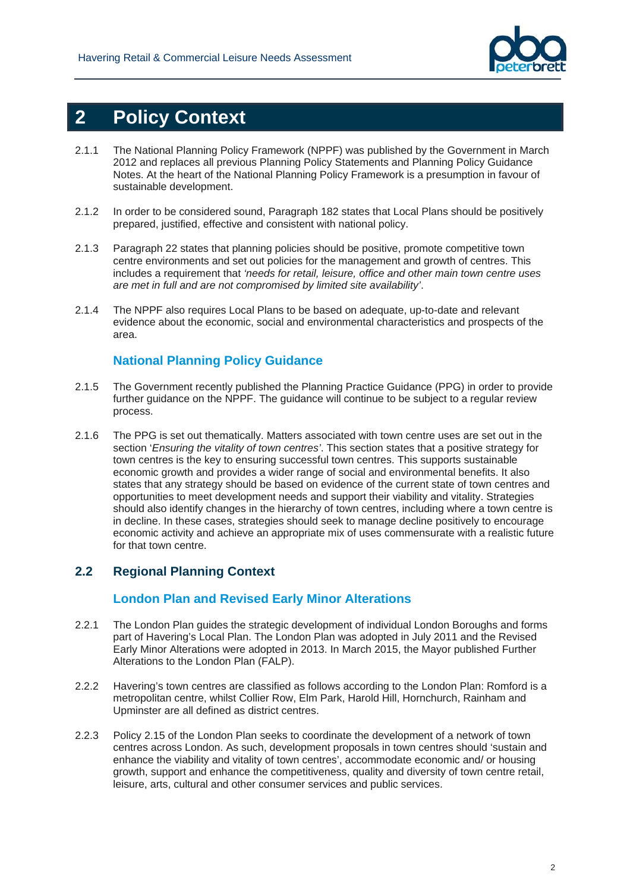# 2 Policy Context

2.1.1 The National Planning Policy Framework (NPPF) was published by the Government in March 2012 and replaces all previous Planning Policy Statements and Planning Policy Guidance Notes. At the heart of the National Planning Policy Framework is a presumption in favour of sustainable development.

2.1.2 In order to be considered sound, Paragraph 182 states that Local Plans should be positively prepared, justified, effective and consistent with national policy.

2.1.3 Paragraph 22 states that planning policies should be positive, promote competitive town centre environments and set out policies for the management and growth of centres. This includes a requirement that *'needs for retail, leisure, office and other main town centre uses are met in full and are not compromised by limited site availability'*.

2.1.4 The NPPF also requires Local Plans to be based on adequate, up-to-date and relevant evidence about the economic, social and environmental characteristics and prospects of the area.

### National Planning Policy Guidance

2.1.5 The Government recently published the Planning Practice Guidance (PPG) in order to provide further guidance on the NPPF. The guidance will continue to be subject to a regular review process.

2.1.6 The PPG is set out thematically. Matters associated with town centre uses are set out in the section '*Ensuring the vitality of town centres'*. This section states that a positive strategy for town centres is the key to ensuring successful town centres. This supports sustainable economic growth and provides a wider range of social and environmental benefits. It also states that any strategy should be based on evidence of the current state of town centres and opportunities to meet development needs and support their viability and vitality. Strategies should also identify changes in the hierarchy of town centres, including where a town centre is in decline. In these cases, strategies should seek to manage decline positively to encourage economic activity and achieve an appropriate mix of uses commensurate with a realistic future for that town centre.

## 2.2 Regional Planning Context

### London Plan and Revised Early Minor Alterations

2.2.1 The London Plan guides the strategic development of individual London Boroughs and forms part of Havering's Local Plan. The London Plan was adopted in July 2011 and the Revised Early Minor Alterations were adopted in 2013. In March 2015, the Mayor published Further Alterations to the London Plan (FALP).

2.2.2 Havering's town centres are classified as follows according to the London Plan: Romford is a metropolitan centre, whilst Collier Row, Elm Park, Harold Hill, Hornchurch, Rainham and Upminster are all defined as district centres.

2.2.3 Policy 2.15 of the London Plan seeks to coordinate the development of a network of town centres across London. As such, development proposals in town centres should 'sustain and enhance the viability and vitality of town centres', accommodate economic and/ or housing growth, support and enhance the competitiveness, quality and diversity of town centre retail, leisure, arts, cultural and other consumer services and public services.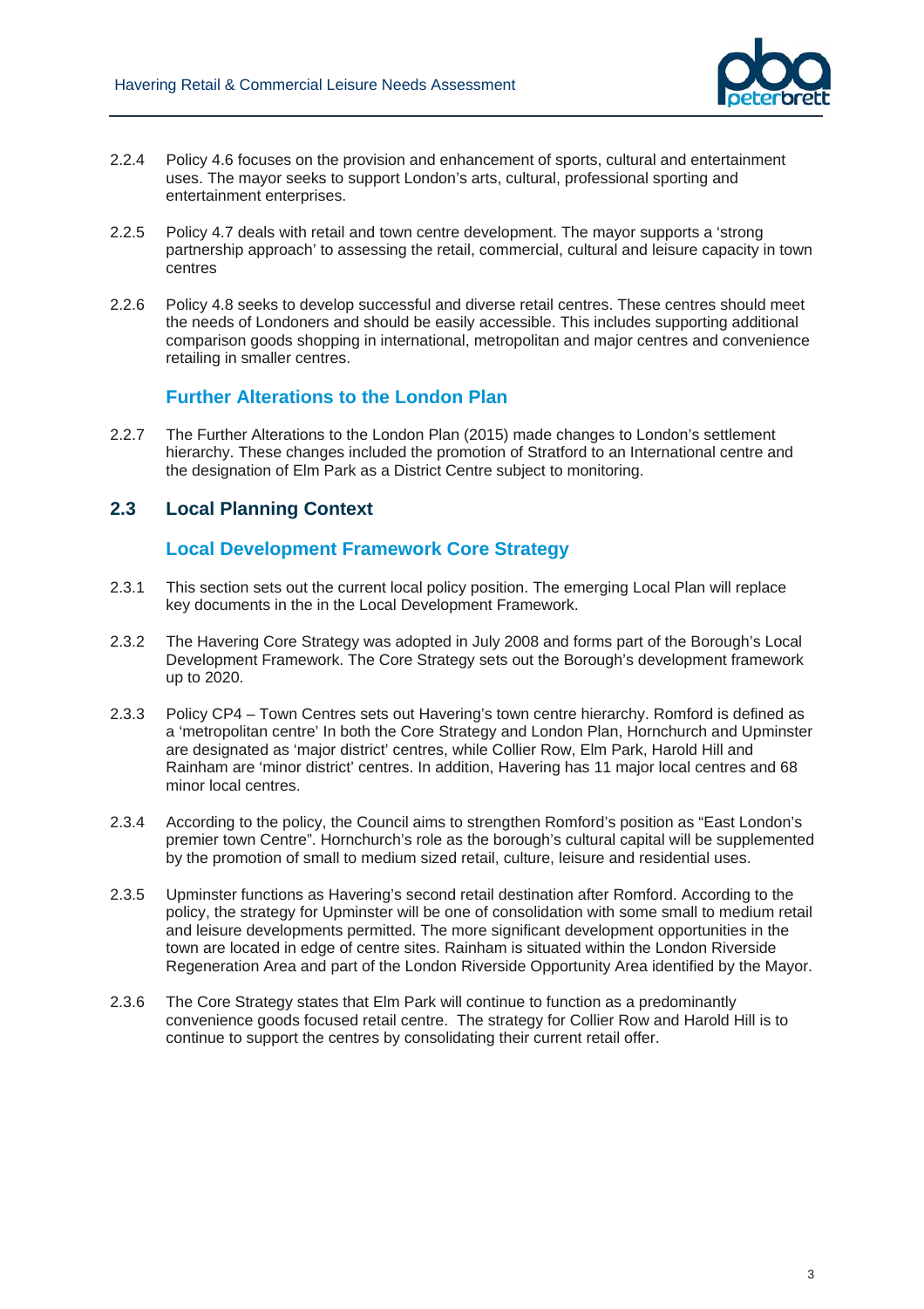2.2.4 Policy 4.6 focuses on the provision and enhancement of sports, cultural and entertainment uses. The mayor seeks to support London's arts, cultural, professional sporting and entertainment enterprises.

2.2.5 Policy 4.7 deals with retail and town centre development. The mayor supports a 'strong partnership approach' to assessing the retail, commercial, cultural and leisure capacity in town centres

2.2.6 Policy 4.8 seeks to develop successful and diverse retail centres. These centres should meet the needs of Londoners and should be easily accessible. This includes supporting additional comparison goods shopping in international, metropolitan and major centres and convenience retailing in smaller centres.

### Further Alterations to the London Plan

2.2.7 The Further Alterations to the London Plan (2015) made changes to London's settlement hierarchy. These changes included the promotion of Stratford to an International centre and the designation of Elm Park as a District Centre subject to monitoring.

## 2.3 Local Planning Context

### Local Development Framework Core Strategy

2.3.1 This section sets out the current local policy position. The emerging Local Plan will replace key documents in the in the Local Development Framework.

2.3.2 The Havering Core Strategy was adopted in July 2008 and forms part of the Borough's Local Development Framework. The Core Strategy sets out the Borough's development framework up to 2020.

2.3.3 Policy CP4 – Town Centres sets out Havering's town centre hierarchy. Romford is defined as a 'metropolitan centre' In both the Core Strategy and London Plan, Hornchurch and Upminster are designated as 'major district' centres, while Collier Row, Elm Park, Harold Hill and Rainham are 'minor district' centres. In addition, Havering has 11 major local centres and 68 minor local centres.

2.3.4 According to the policy, the Council aims to strengthen Romford's position as "East London's premier town Centre". Hornchurch's role as the borough's cultural capital will be supplemented by the promotion of small to medium sized retail, culture, leisure and residential uses.

2.3.5 Upminster functions as Havering's second retail destination after Romford. According to the policy, the strategy for Upminster will be one of consolidation with some small to medium retail and leisure developments permitted. The more significant development opportunities in the town are located in edge of centre sites. Rainham is situated within the London Riverside Regeneration Area and part of the London Riverside Opportunity Area identified by the Mayor.

2.3.6 The Core Strategy states that Elm Park will continue to function as a predominantly convenience goods focused retail centre. The strategy for Collier Row and Harold Hill is to continue to support the centres by consolidating their current retail offer.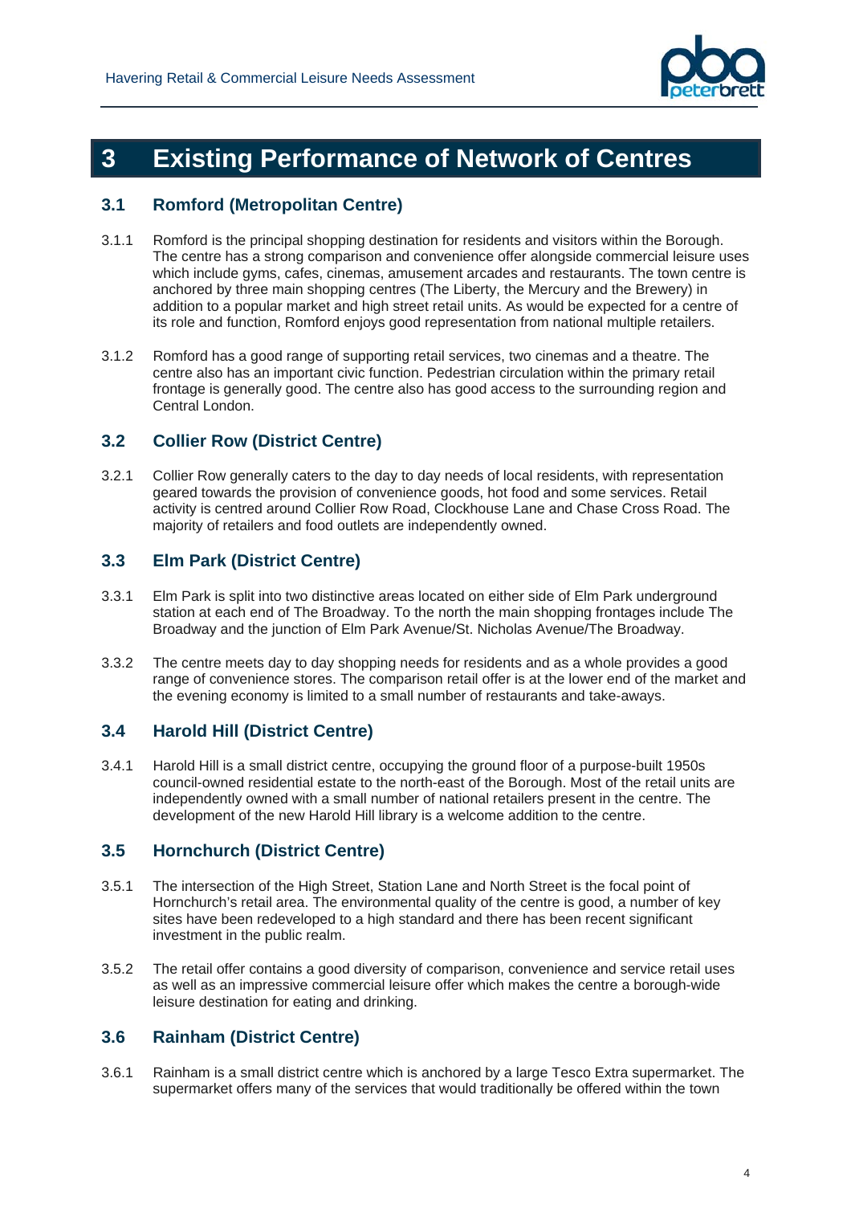# 3 Existing Performance of Network of Centres

## 3.1 Romford (Metropolitan Centre)

3.1.1 Romford is the principal shopping destination for residents and visitors within the Borough. The centre has a strong comparison and convenience offer alongside commercial leisure uses which include gyms, cafes, cinemas, amusement arcades and restaurants. The town centre is anchored by three main shopping centres (The Liberty, the Mercury and the Brewery) in addition to a popular market and high street retail units. As would be expected for a centre of its role and function, Romford enjoys good representation from national multiple retailers.

3.1.2 Romford has a good range of supporting retail services, two cinemas and a theatre. The centre also has an important civic function. Pedestrian circulation within the primary retail frontage is generally good. The centre also has good access to the surrounding region and Central London.

## 3.2 Collier Row (District Centre)

3.2.1 Collier Row generally caters to the day to day needs of local residents, with representation geared towards the provision of convenience goods, hot food and some services. Retail activity is centred around Collier Row Road, Clockhouse Lane and Chase Cross Road. The majority of retailers and food outlets are independently owned.

## 3.3 Elm Park (District Centre)

3.3.1 Elm Park is split into two distinctive areas located on either side of Elm Park underground station at each end of The Broadway. To the north the main shopping frontages include The Broadway and the junction of Elm Park Avenue/St. Nicholas Avenue/The Broadway.

3.3.2 The centre meets day to day shopping needs for residents and as a whole provides a good range of convenience stores. The comparison retail offer is at the lower end of the market and the evening economy is limited to a small number of restaurants and take-aways.

## 3.4 Harold Hill (District Centre)

3.4.1 Harold Hill is a small district centre, occupying the ground floor of a purpose-built 1950s council-owned residential estate to the north-east of the Borough. Most of the retail units are independently owned with a small number of national retailers present in the centre. The development of the new Harold Hill library is a welcome addition to the centre.

## 3.5 Hornchurch (District Centre)

3.5.1 The intersection of the High Street, Station Lane and North Street is the focal point of Hornchurch's retail area. The environmental quality of the centre is good, a number of key sites have been redeveloped to a high standard and there has been recent significant investment in the public realm.

3.5.2 The retail offer contains a good diversity of comparison, convenience and service retail uses as well as an impressive commercial leisure offer which makes the centre a borough-wide leisure destination for eating and drinking.

## 3.6 Rainham (District Centre)

3.6.1 Rainham is a small district centre which is anchored by a large Tesco Extra supermarket. The supermarket offers many of the services that would traditionally be offered within the town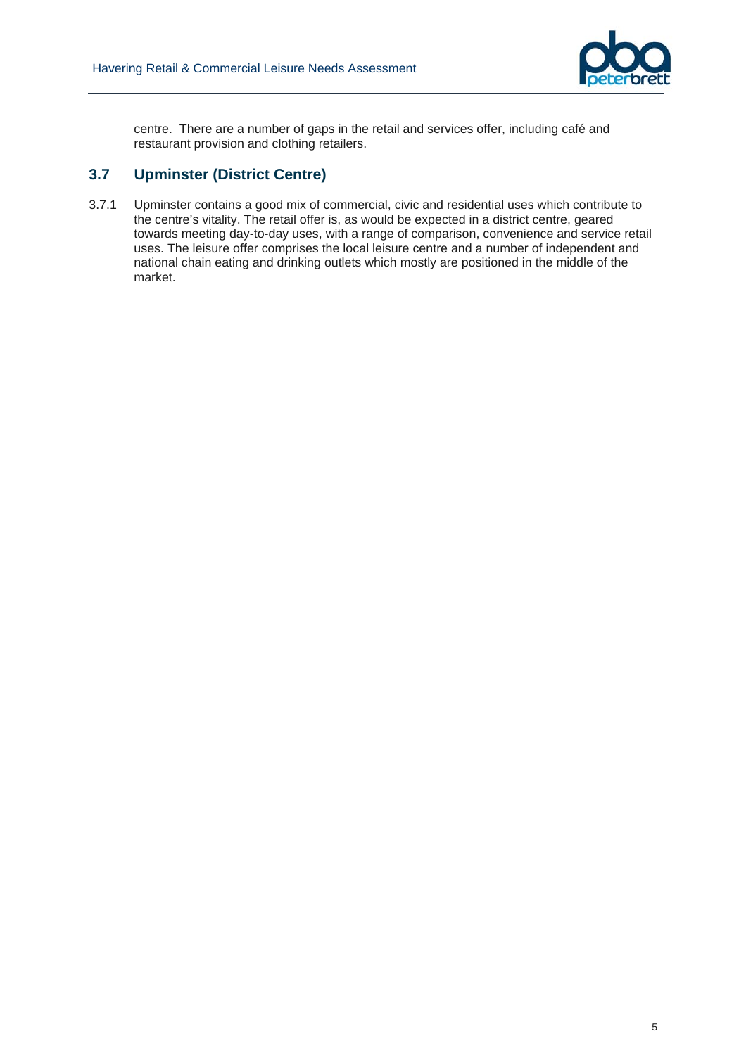centre. There are a number of gaps in the retail and services offer, including café and restaurant provision and clothing retailers.

## 3.7 Upminster (District Centre)

3.7.1 Upminster contains a good mix of commercial, civic and residential uses which contribute to the centre's vitality. The retail offer is, as would be expected in a district centre, geared towards meeting day-to-day uses, with a range of comparison, convenience and service retail uses. The leisure offer comprises the local leisure centre and a number of independent and national chain eating and drinking outlets which mostly are positioned in the middle of the market.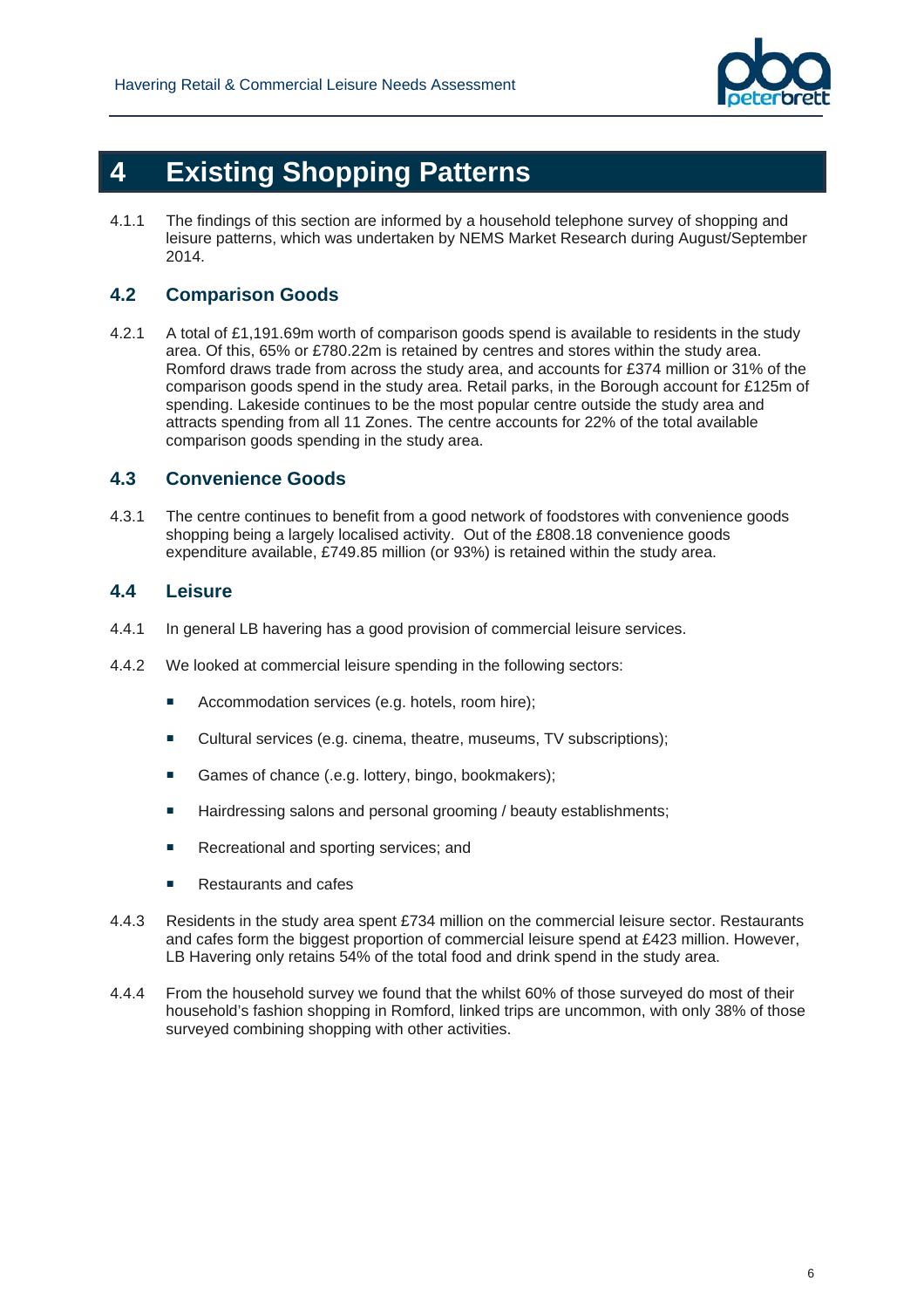# 4 Existing Shopping Patterns

4.1.1 The findings of this section are informed by a household telephone survey of shopping and leisure patterns, which was undertaken by NEMS Market Research during August/September 2014.

## 4.2 Comparison Goods

4.2.1 A total of £1,191.69m worth of comparison goods spend is available to residents in the study area. Of this, 65% or £780.22m is retained by centres and stores within the study area. Romford draws trade from across the study area, and accounts for £374 million or 31% of the comparison goods spend in the study area. Retail parks, in the Borough account for £125m of spending. Lakeside continues to be the most popular centre outside the study area and attracts spending from all 11 Zones. The centre accounts for 22% of the total available comparison goods spending in the study area.

## 4.3 Convenience Goods

4.3.1 The centre continues to benefit from a good network of foodstores with convenience goods shopping being a largely localised activity. Out of the £808.18 convenience goods expenditure available, £749.85 million (or 93%) is retained within the study area.

## 4.4 Leisure

4.4.1 In general LB havering has a good provision of commercial leisure services.

4.4.2 We looked at commercial leisure spending in the following sectors:

- Accommodation services (e.g. hotels, room hire);
- Cultural services (e.g. cinema, theatre, museums, TV subscriptions);
- Games of chance (.e.g. lottery, bingo, bookmakers);
- Hairdressing salons and personal grooming / beauty establishments;
- Recreational and sporting services; and
- Restaurants and cafes

4.4.3 Residents in the study area spent £734 million on the commercial leisure sector. Restaurants and cafes form the biggest proportion of commercial leisure spend at £423 million. However, LB Havering only retains 54% of the total food and drink spend in the study area.

4.4.4 From the household survey we found that the whilst 60% of those surveyed do most of their household's fashion shopping in Romford, linked trips are uncommon, with only 38% of those surveyed combining shopping with other activities.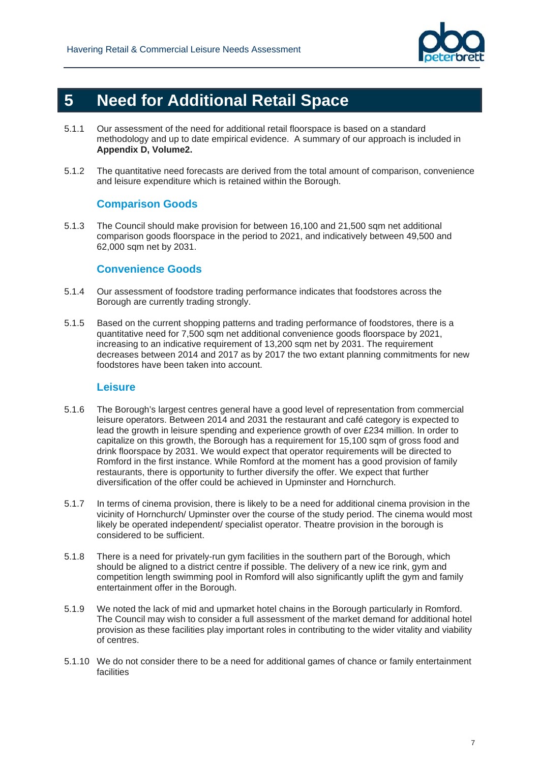# 5 Need for Additional Retail Space

5.1.1 Our assessment of the need for additional retail floorspace is based on a standard methodology and up to date empirical evidence. A summary of our approach is included in **Appendix D, Volume2.**

5.1.2 The quantitative need forecasts are derived from the total amount of comparison, convenience and leisure expenditure which is retained within the Borough.

### Comparison Goods

5.1.3 The Council should make provision for between 16,100 and 21,500 sqm net additional comparison goods floorspace in the period to 2021, and indicatively between 49,500 and 62,000 sqm net by 2031.

### Convenience Goods

5.1.4 Our assessment of foodstore trading performance indicates that foodstores across the Borough are currently trading strongly.

5.1.5 Based on the current shopping patterns and trading performance of foodstores, there is a quantitative need for 7,500 sqm net additional convenience goods floorspace by 2021, increasing to an indicative requirement of 13,200 sqm net by 2031. The requirement decreases between 2014 and 2017 as by 2017 the two extant planning commitments for new foodstores have been taken into account.

### Leisure

5.1.6 The Borough's largest centres general have a good level of representation from commercial leisure operators. Between 2014 and 2031 the restaurant and café category is expected to lead the growth in leisure spending and experience growth of over £234 million. In order to capitalize on this growth, the Borough has a requirement for 15,100 sqm of gross food and drink floorspace by 2031. We would expect that operator requirements will be directed to Romford in the first instance. While Romford at the moment has a good provision of family restaurants, there is opportunity to further diversify the offer. We expect that further diversification of the offer could be achieved in Upminster and Hornchurch.

5.1.7 In terms of cinema provision, there is likely to be a need for additional cinema provision in the vicinity of Hornchurch/ Upminster over the course of the study period. The cinema would most likely be operated independent/ specialist operator. Theatre provision in the borough is considered to be sufficient.

5.1.8 There is a need for privately-run gym facilities in the southern part of the Borough, which should be aligned to a district centre if possible. The delivery of a new ice rink, gym and competition length swimming pool in Romford will also significantly uplift the gym and family entertainment offer in the Borough.

5.1.9 We noted the lack of mid and upmarket hotel chains in the Borough particularly in Romford. The Council may wish to consider a full assessment of the market demand for additional hotel provision as these facilities play important roles in contributing to the wider vitality and viability of centres.

5.1.10 We do not consider there to be a need for additional games of chance or family entertainment facilities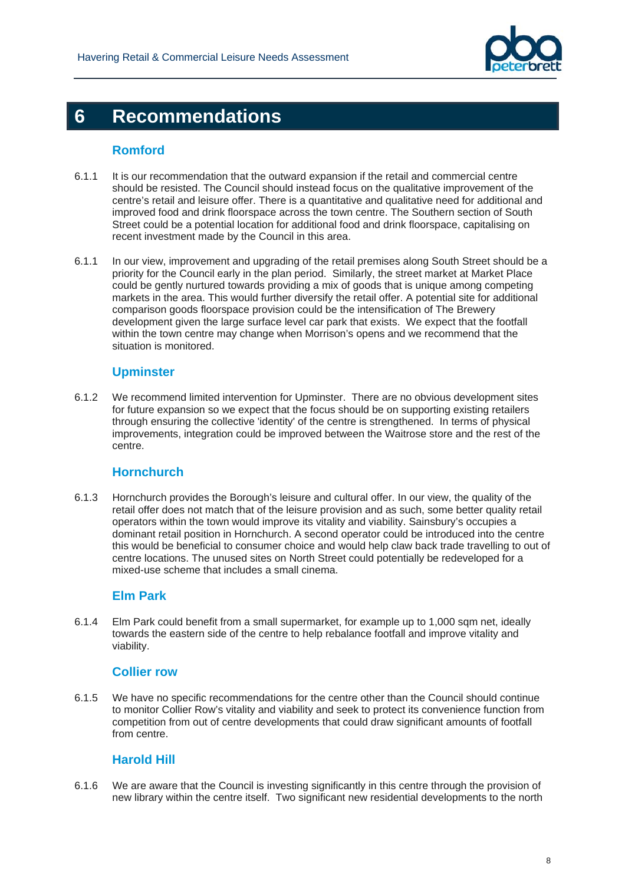# 6 Recommendations

### Romford

6.1.1 It is our recommendation that the outward expansion if the retail and commercial centre should be resisted. The Council should instead focus on the qualitative improvement of the centre's retail and leisure offer. There is a quantitative and qualitative need for additional and improved food and drink floorspace across the town centre. The Southern section of South Street could be a potential location for additional food and drink floorspace, capitalising on recent investment made by the Council in this area.

6.1.1 In our view, improvement and upgrading of the retail premises along South Street should be a priority for the Council early in the plan period. Similarly, the street market at Market Place could be gently nurtured towards providing a mix of goods that is unique among competing markets in the area. This would further diversify the retail offer. A potential site for additional comparison goods floorspace provision could be the intensification of The Brewery development given the large surface level car park that exists. We expect that the footfall within the town centre may change when Morrison's opens and we recommend that the situation is monitored.

### Upminster

6.1.2 We recommend limited intervention for Upminster. There are no obvious development sites for future expansion so we expect that the focus should be on supporting existing retailers through ensuring the collective 'identity' of the centre is strengthened. In terms of physical improvements, integration could be improved between the Waitrose store and the rest of the centre.

### Hornchurch

6.1.3 Hornchurch provides the Borough's leisure and cultural offer. In our view, the quality of the retail offer does not match that of the leisure provision and as such, some better quality retail operators within the town would improve its vitality and viability. Sainsbury's occupies a dominant retail position in Hornchurch. A second operator could be introduced into the centre this would be beneficial to consumer choice and would help claw back trade travelling to out of centre locations. The unused sites on North Street could potentially be redeveloped for a mixed-use scheme that includes a small cinema.

### Elm Park

6.1.4 Elm Park could benefit from a small supermarket, for example up to 1,000 sqm net, ideally towards the eastern side of the centre to help rebalance footfall and improve vitality and viability.

### Collier row

6.1.5 We have no specific recommendations for the centre other than the Council should continue to monitor Collier Row's vitality and viability and seek to protect its convenience function from competition from out of centre developments that could draw significant amounts of footfall from centre.

### Harold Hill

6.1.6 We are aware that the Council is investing significantly in this centre through the provision of new library within the centre itself. Two significant new residential developments to the north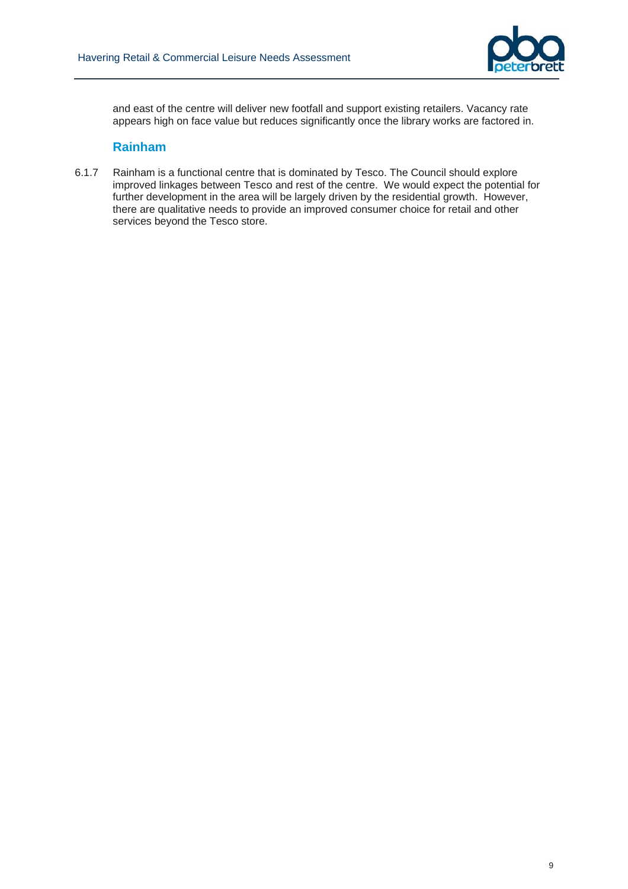and east of the centre will deliver new footfall and support existing retailers. Vacancy rate appears high on face value but reduces significantly once the library works are factored in.

### Rainham

6.1.7 Rainham is a functional centre that is dominated by Tesco. The Council should explore improved linkages between Tesco and rest of the centre. We would expect the potential for further development in the area will be largely driven by the residential growth. However, there are qualitative needs to provide an improved consumer choice for retail and other services beyond the Tesco store.